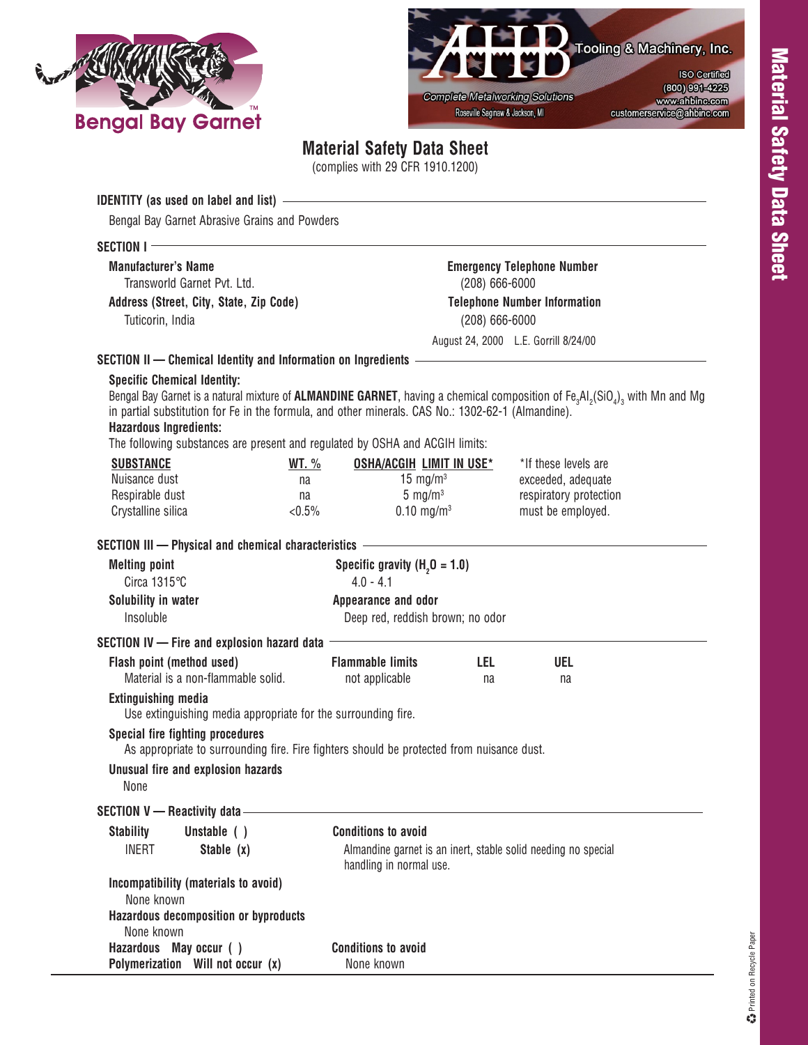Bengal Bay Garnet™

AHB Tooling & Machinery, Inc.
Complete Metalworking Solutions
Roseville Saginaw & Jackson, MI
ISO Certified
(800) 991-4225
www.ahbinc.com
customerservice@ahbinc.com

# Material Safety Data Sheet

(complies with 29 CFR 1910.1200)

## IDENTITY (as used on label and list)

Bengal Bay Garnet Abrasive Grains and Powders

## SECTION I

**Manufacturer's Name**
Transworld Garnet Pvt. Ltd.

**Address (Street, City, State, Zip Code)**
Tuticorin, India

**Emergency Telephone Number**
(208) 666-6000

**Telephone Number Information**
(208) 666-6000

August 24, 2000 L.E. Gorrill 8/24/00

## SECTION II — Chemical Identity and Information on Ingredients

**Specific Chemical Identity:**

Bengal Bay Garnet is a natural mixture of **ALMANDINE GARNET**, having a chemical composition of $Fe_3Al_2(SiO_4)_3$ with Mn and Mg in partial substitution for Fe in the formula, and other minerals. CAS No.: 1302-62-1 (Almandine).

**Hazardous Ingredients:**

The following substances are present and regulated by OSHA and ACGIH limits:

| SUBSTANCE | WT. % | OSHA/ACGIH LIMIT IN USE* |
|---|---|---|
| Nuisance dust | na | 15 mg/m³ |
| Respirable dust | na | 5 mg/m³ |
| Crystalline silica | <0.5% | 0.10 mg/m³ |

*If these levels are exceeded, adequate respiratory protection must be employed.

## SECTION III — Physical and chemical characteristics

**Melting point**
Circa 1315°C

**Specific gravity ($H_2O$ = 1.0)**
4.0 - 4.1

**Solubility in water**
Insoluble

**Appearance and odor**
Deep red, reddish brown; no odor

## SECTION IV — Fire and explosion hazard data

| Flash point (method used) | Flammable limits | LEL | UEL |
|---|---|---|---|
| Material is a non-flammable solid. | not applicable | na | na |

**Extinguishing media**
Use extinguishing media appropriate for the surrounding fire.

**Special fire fighting procedures**
As appropriate to surrounding fire. Fire fighters should be protected from nuisance dust.

**Unusual fire and explosion hazards**
None

## SECTION V — Reactivity data

**Stability** — **Unstable ( )** — INERT — **Stable (x)**

**Conditions to avoid**
Almandine garnet is an inert, stable solid needing no special handling in normal use.

**Incompatibility (materials to avoid)**
None known

**Hazardous decomposition or byproducts**
None known

**Hazardous Polymerization** — **May occur ( )** — **Will not occur (x)**

**Conditions to avoid**
None known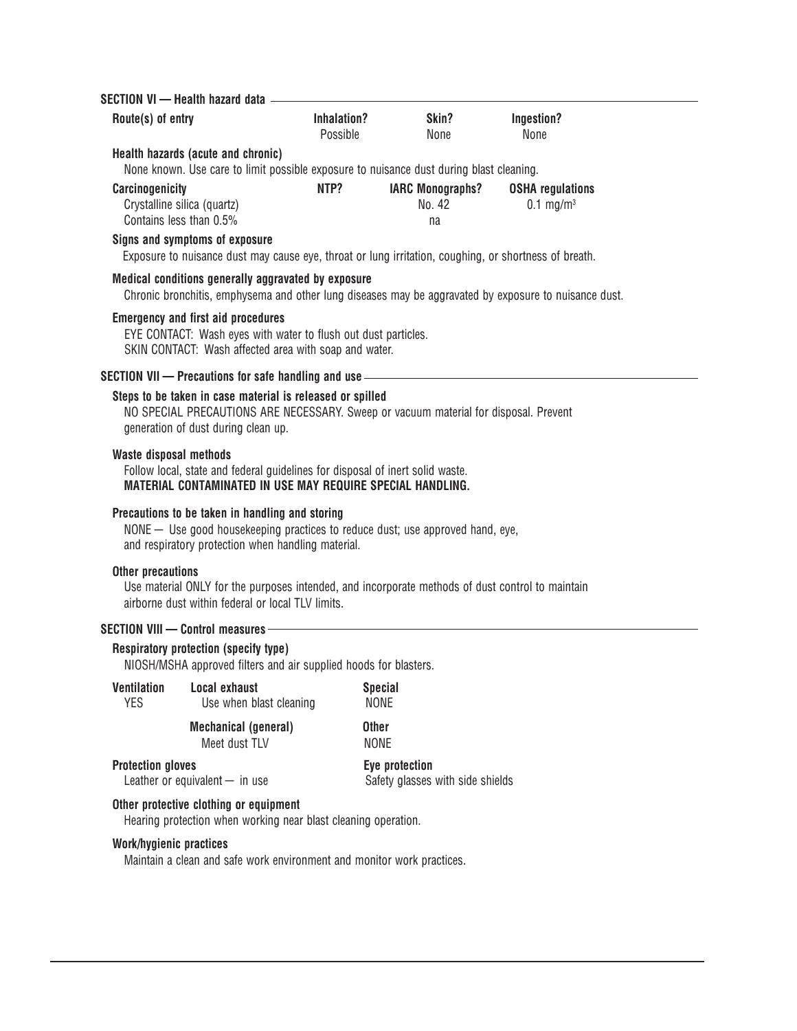## SECTION VI — Health hazard data

| Route(s) of entry | Inhalation? | Skin? | Ingestion? |
|---|---|---|---|
| | Possible | None | None |

### Health hazards (acute and chronic)

None known. Use care to limit possible exposure to nuisance dust during blast cleaning.

| Carcinogenicity | NTP? | IARC Monographs? | OSHA regulations |
|---|---|---|---|
| Crystalline silica (quartz) | | No. 42 | 0.1 mg/m$^3$ |
| Contains less than 0.5% | | na | |

### Signs and symptoms of exposure

Exposure to nuisance dust may cause eye, throat or lung irritation, coughing, or shortness of breath.

### Medical conditions generally aggravated by exposure

Chronic bronchitis, emphysema and other lung diseases may be aggravated by exposure to nuisance dust.

### Emergency and first aid procedures

EYE CONTACT: Wash eyes with water to flush out dust particles.
SKIN CONTACT: Wash affected area with soap and water.

## SECTION VII — Precautions for safe handling and use

### Steps to be taken in case material is released or spilled

NO SPECIAL PRECAUTIONS ARE NECESSARY. Sweep or vacuum material for disposal. Prevent generation of dust during clean up.

### Waste disposal methods

Follow local, state and federal guidelines for disposal of inert solid waste.
**MATERIAL CONTAMINATED IN USE MAY REQUIRE SPECIAL HANDLING.**

### Precautions to be taken in handling and storing

NONE — Use good housekeeping practices to reduce dust; use approved hand, eye, and respiratory protection when handling material.

### Other precautions

Use material ONLY for the purposes intended, and incorporate methods of dust control to maintain airborne dust within federal or local TLV limits.

## SECTION VIII — Control measures

### Respiratory protection (specify type)

NIOSH/MSHA approved filters and air supplied hoods for blasters.

| Ventilation | Local exhaust | Special |
|---|---|---|
| YES | Use when blast cleaning | NONE |
| | **Mechanical (general)** | **Other** |
| | Meet dust TLV | NONE |

| Protection gloves | Eye protection |
|---|---|
| Leather or equivalent — in use | Safety glasses with side shields |

### Other protective clothing or equipment

Hearing protection when working near blast cleaning operation.

### Work/hygienic practices

Maintain a clean and safe work environment and monitor work practices.